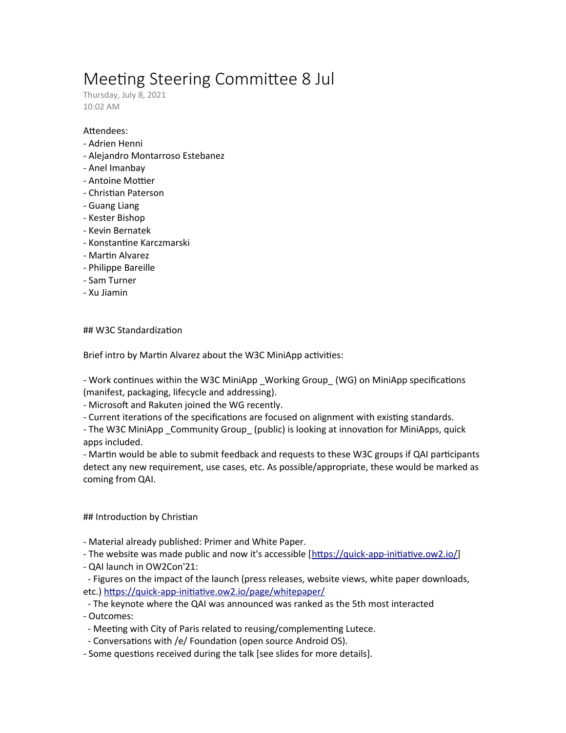# Meeting Steering Committee 8 Jul

Thursday, July 8, 2021
10:02 AM

Attendees:
- Adrien Henni
- Alejandro Montarroso Estebanez
- Anel Imanbay
- Antoine Mottier
- Christian Paterson
- Guang Liang
- Kester Bishop
- Kevin Bernatek
- Konstantine Karczmarski
- Martin Alvarez
- Philippe Bareille
- Sam Turner
- Xu Jiamin

## W3C Standardization

Brief intro by Martin Alvarez about the W3C MiniApp activities:

- Work continues within the W3C MiniApp _Working Group_ (WG) on MiniApp specifications (manifest, packaging, lifecycle and addressing).
- Microsoft and Rakuten joined the WG recently.
- Current iterations of the specifications are focused on alignment with existing standards.
- The W3C MiniApp _Community Group_ (public) is looking at innovation for MiniApps, quick apps included.
- Martin would be able to submit feedback and requests to these W3C groups if QAI participants detect any new requirement, use cases, etc. As possible/appropriate, these would be marked as coming from QAI.

## Introduction by Christian

- Material already published: Primer and White Paper.
- The website was made public and now it's accessible [https://quick-app-initiative.ow2.io/]
- QAI launch in OW2Con'21:
  - Figures on the impact of the launch (press releases, website views, white paper downloads, etc.) https://quick-app-initiative.ow2.io/page/whitepaper/
  - The keynote where the QAI was announced was ranked as the 5th most interacted
- Outcomes:
  - Meeting with City of Paris related to reusing/complementing Lutece.
  - Conversations with /e/ Foundation (open source Android OS).
- Some questions received during the talk [see slides for more details].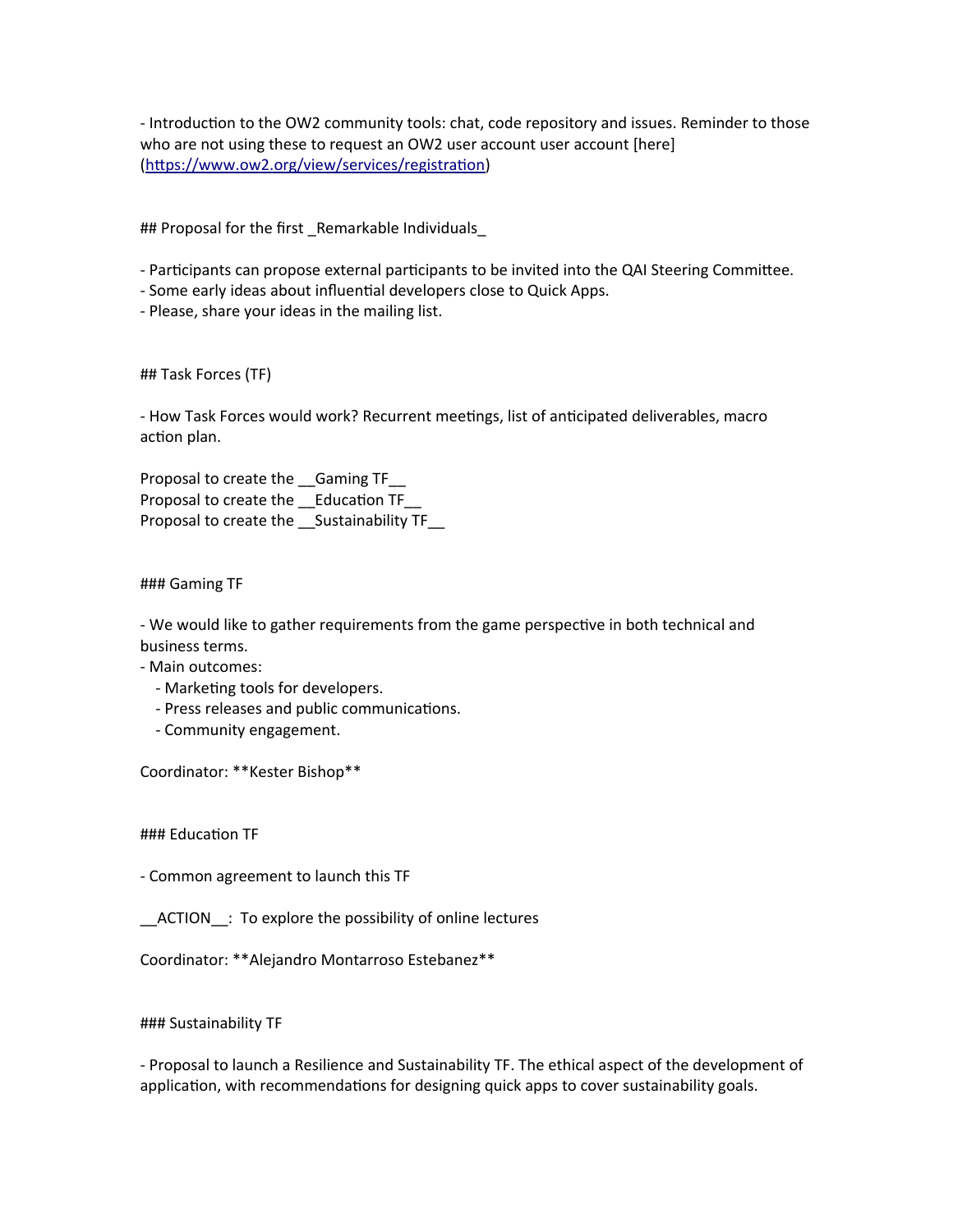- Introduction to the OW2 community tools: chat, code repository and issues. Reminder to those who are not using these to request an OW2 user account user account [here] (https://www.ow2.org/view/services/registration)

## Proposal for the first _Remarkable Individuals_

- Participants can propose external participants to be invited into the QAI Steering Committee.
- Some early ideas about influential developers close to Quick Apps.
- Please, share your ideas in the mailing list.

## Task Forces (TF)

- How Task Forces would work? Recurrent meetings, list of anticipated deliverables, macro action plan.

Proposal to create the __Gaming TF__
Proposal to create the __Education TF__
Proposal to create the __Sustainability TF__

### Gaming TF

- We would like to gather requirements from the game perspective in both technical and business terms.
- Main outcomes:
  - Marketing tools for developers.
  - Press releases and public communications.
  - Community engagement.

Coordinator: **Kester Bishop**

### Education TF

- Common agreement to launch this TF

__ACTION__: To explore the possibility of online lectures

Coordinator: **Alejandro Montarroso Estebanez**

### Sustainability TF

- Proposal to launch a Resilience and Sustainability TF. The ethical aspect of the development of application, with recommendations for designing quick apps to cover sustainability goals.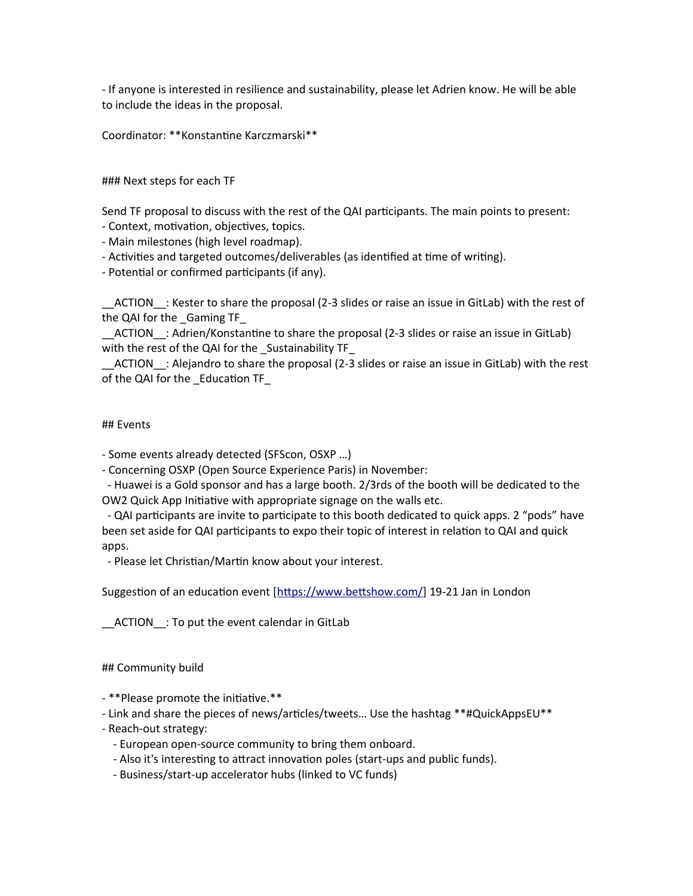- If anyone is interested in resilience and sustainability, please let Adrien know. He will be able to include the ideas in the proposal.

Coordinator: **Konstantine Karczmarski**

### Next steps for each TF

Send TF proposal to discuss with the rest of the QAI participants. The main points to present:
- Context, motivation, objectives, topics.
- Main milestones (high level roadmap).
- Activities and targeted outcomes/deliverables (as identified at time of writing).
- Potential or confirmed participants (if any).

__ACTION__: Kester to share the proposal (2-3 slides or raise an issue in GitLab) with the rest of the QAI for the _Gaming TF_
__ACTION__: Adrien/Konstantine to share the proposal (2-3 slides or raise an issue in GitLab) with the rest of the QAI for the _Sustainability TF_
__ACTION__: Alejandro to share the proposal (2-3 slides or raise an issue in GitLab) with the rest of the QAI for the _Education TF_

## Events

- Some events already detected (SFScon, OSXP …)
- Concerning OSXP (Open Source Experience Paris) in November:
  - Huawei is a Gold sponsor and has a large booth. 2/3rds of the booth will be dedicated to the OW2 Quick App Initiative with appropriate signage on the walls etc.
  - QAI participants are invite to participate to this booth dedicated to quick apps. 2 “pods” have been set aside for QAI participants to expo their topic of interest in relation to QAI and quick apps.
  - Please let Christian/Martin know about your interest.

Suggestion of an education event [https://www.bettshow.com/] 19-21 Jan in London

__ACTION__: To put the event calendar in GitLab

## Community build

- **Please promote the initiative.**
- Link and share the pieces of news/articles/tweets… Use the hashtag **#QuickAppsEU**
- Reach-out strategy:
  - European open-source community to bring them onboard.
  - Also it's interesting to attract innovation poles (start-ups and public funds).
  - Business/start-up accelerator hubs (linked to VC funds)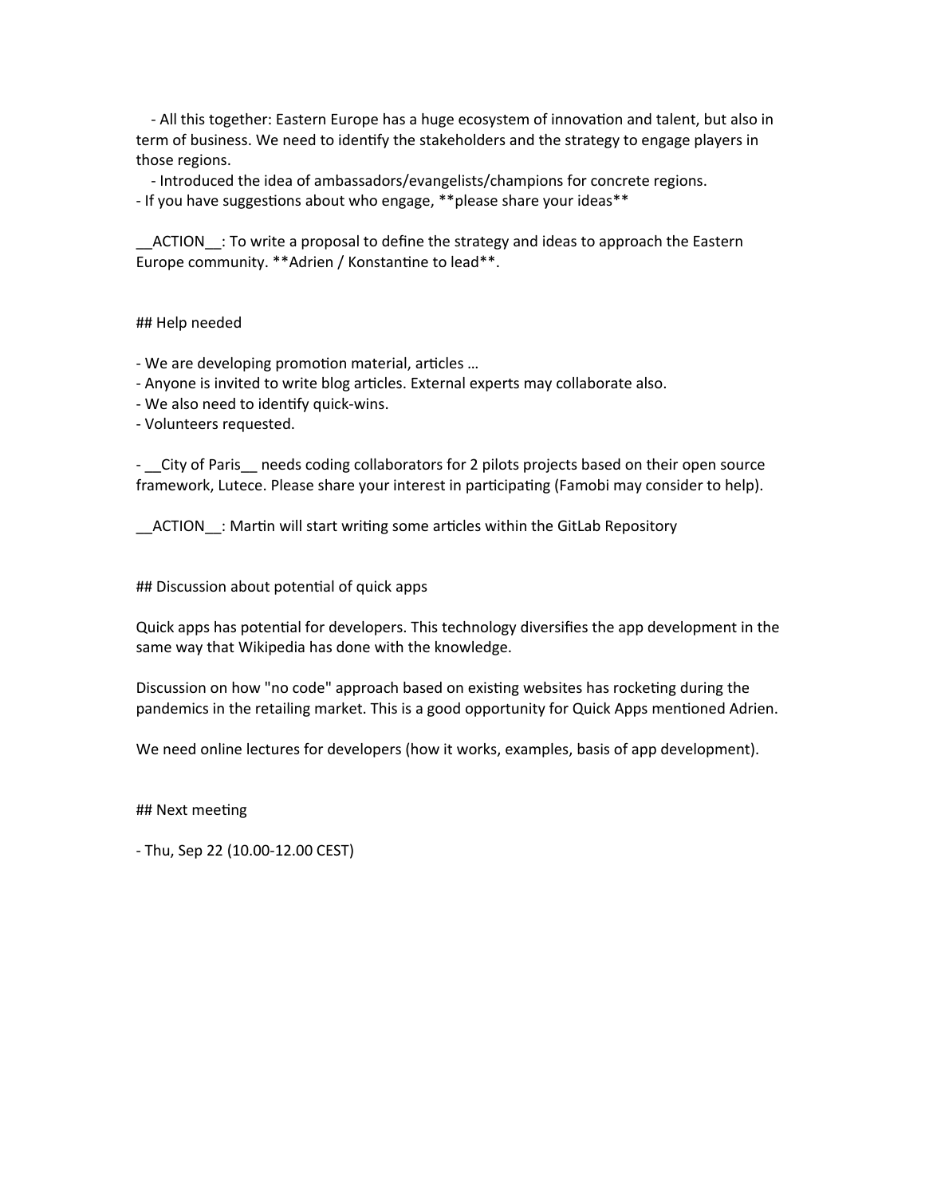- All this together: Eastern Europe has a huge ecosystem of innovation and talent, but also in term of business. We need to identify the stakeholders and the strategy to engage players in those regions.
   - Introduced the idea of ambassadors/evangelists/champions for concrete regions.
- If you have suggestions about who engage, **please share your ideas**

__ACTION__: To write a proposal to define the strategy and ideas to approach the Eastern Europe community. **Adrien / Konstantine to lead**.

## Help needed

- We are developing promotion material, articles …
- Anyone is invited to write blog articles. External experts may collaborate also.
- We also need to identify quick-wins.
- Volunteers requested.

- __City of Paris__ needs coding collaborators for 2 pilots projects based on their open source framework, Lutece. Please share your interest in participating (Famobi may consider to help).

__ACTION__: Martin will start writing some articles within the GitLab Repository

## Discussion about potential of quick apps

Quick apps has potential for developers. This technology diversifies the app development in the same way that Wikipedia has done with the knowledge.

Discussion on how "no code" approach based on existing websites has rocketing during the pandemics in the retailing market. This is a good opportunity for Quick Apps mentioned Adrien.

We need online lectures for developers (how it works, examples, basis of app development).

## Next meeting

- Thu, Sep 22 (10.00-12.00 CEST)